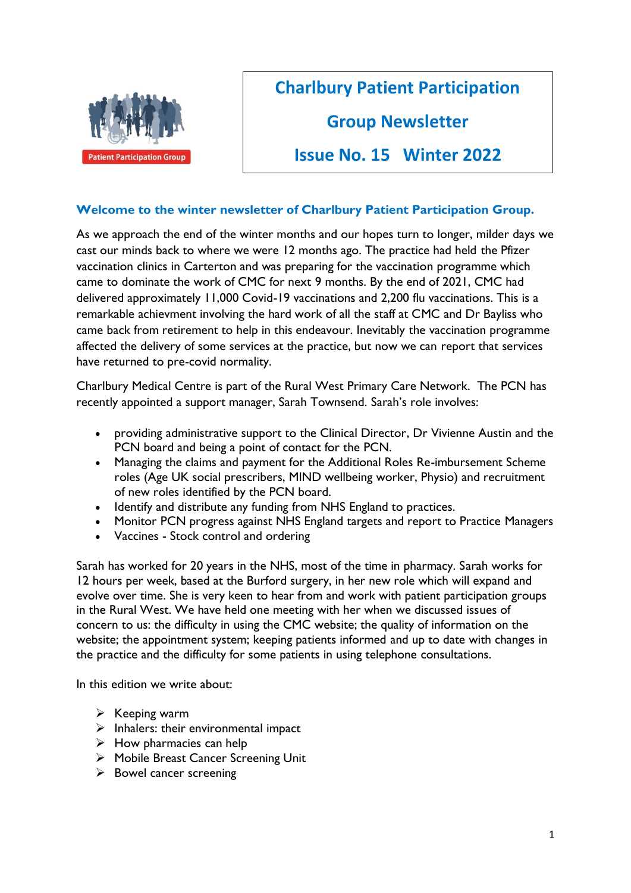Patient Participation Group

# Charlbury Patient Participation Group Newsletter

# Issue No. 15 Winter 2022

## Welcome to the winter newsletter of Charlbury Patient Participation Group.

As we approach the end of the winter months and our hopes turn to longer, milder days we cast our minds back to where we were 12 months ago. The practice had held the Pfizer vaccination clinics in Carterton and was preparing for the vaccination programme which came to dominate the work of CMC for next 9 months. By the end of 2021, CMC had delivered approximately 11,000 Covid-19 vaccinations and 2,200 flu vaccinations. This is a remarkable achievment involving the hard work of all the staff at CMC and Dr Bayliss who came back from retirement to help in this endeavour. Inevitably the vaccination programme affected the delivery of some services at the practice, but now we can report that services have returned to pre-covid normality.

Charlbury Medical Centre is part of the Rural West Primary Care Network. The PCN has recently appointed a support manager, Sarah Townsend. Sarah's role involves:

- providing administrative support to the Clinical Director, Dr Vivienne Austin and the PCN board and being a point of contact for the PCN.
- Managing the claims and payment for the Additional Roles Re-imbursement Scheme roles (Age UK social prescribers, MIND wellbeing worker, Physio) and recruitment of new roles identified by the PCN board.
- Identify and distribute any funding from NHS England to practices.
- Monitor PCN progress against NHS England targets and report to Practice Managers
- Vaccines - Stock control and ordering

Sarah has worked for 20 years in the NHS, most of the time in pharmacy. Sarah works for 12 hours per week, based at the Burford surgery, in her new role which will expand and evolve over time. She is very keen to hear from and work with patient participation groups in the Rural West. We have held one meeting with her when we discussed issues of concern to us: the difficulty in using the CMC website; the quality of information on the website; the appointment system; keeping patients informed and up to date with changes in the practice and the difficulty for some patients in using telephone consultations.

In this edition we write about:

- Keeping warm
- Inhalers: their environmental impact
- How pharmacies can help
- Mobile Breast Cancer Screening Unit
- Bowel cancer screening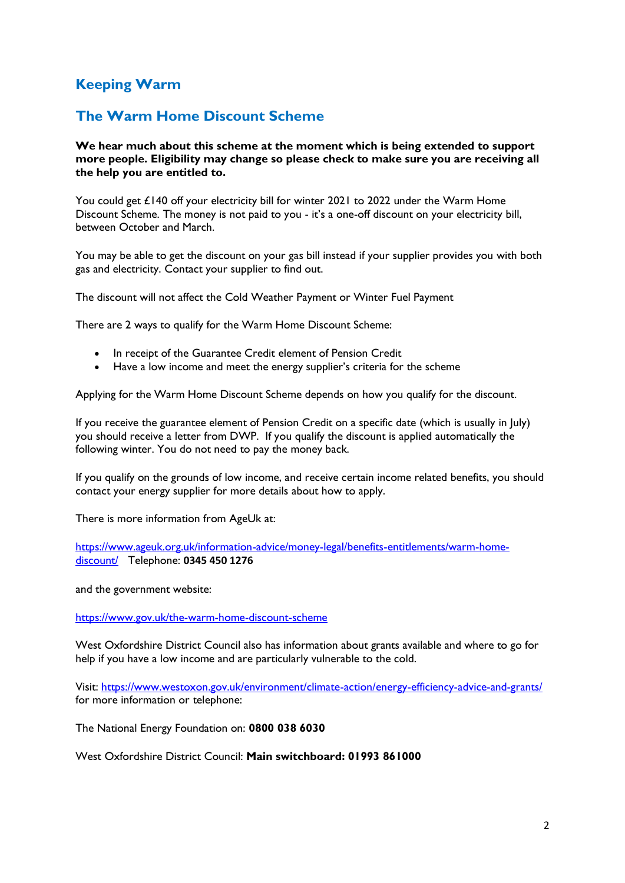## Keeping Warm

## The Warm Home Discount Scheme

**We hear much about this scheme at the moment which is being extended to support more people. Eligibility may change so please check to make sure you are receiving all the help you are entitled to.**

You could get £140 off your electricity bill for winter 2021 to 2022 under the Warm Home Discount Scheme. The money is not paid to you - it's a one-off discount on your electricity bill, between October and March.

You may be able to get the discount on your gas bill instead if your supplier provides you with both gas and electricity. Contact your supplier to find out.

The discount will not affect the Cold Weather Payment or Winter Fuel Payment

There are 2 ways to qualify for the Warm Home Discount Scheme:

- In receipt of the Guarantee Credit element of Pension Credit
- Have a low income and meet the energy supplier's criteria for the scheme

Applying for the Warm Home Discount Scheme depends on how you qualify for the discount.

If you receive the guarantee element of Pension Credit on a specific date (which is usually in July) you should receive a letter from DWP. If you qualify the discount is applied automatically the following winter. You do not need to pay the money back.

If you qualify on the grounds of low income, and receive certain income related benefits, you should contact your energy supplier for more details about how to apply.

There is more information from AgeUk at:

https://www.ageuk.org.uk/information-advice/money-legal/benefits-entitlements/warm-home-discount/ Telephone: **0345 450 1276**

and the government website:

https://www.gov.uk/the-warm-home-discount-scheme

West Oxfordshire District Council also has information about grants available and where to go for help if you have a low income and are particularly vulnerable to the cold.

Visit: https://www.westoxon.gov.uk/environment/climate-action/energy-efficiency-advice-and-grants/ for more information or telephone:

The National Energy Foundation on: **0800 038 6030**

West Oxfordshire District Council: **Main switchboard: 01993 861000**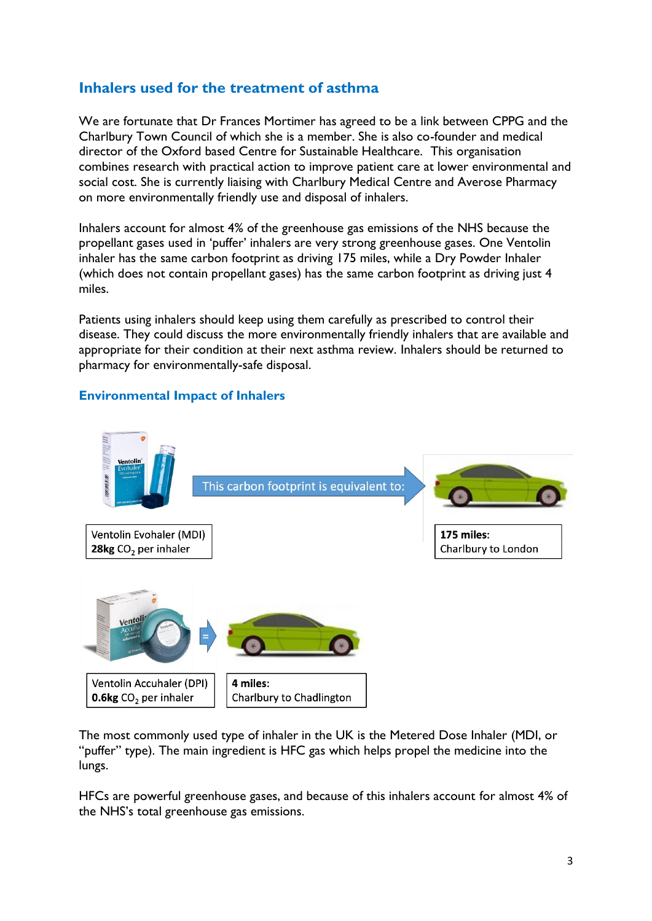## Inhalers used for the treatment of asthma

We are fortunate that Dr Frances Mortimer has agreed to be a link between CPPG and the Charlbury Town Council of which she is a member. She is also co-founder and medical director of the Oxford based Centre for Sustainable Healthcare. This organisation combines research with practical action to improve patient care at lower environmental and social cost. She is currently liaising with Charlbury Medical Centre and Averose Pharmacy on more environmentally friendly use and disposal of inhalers.

Inhalers account for almost 4% of the greenhouse gas emissions of the NHS because the propellant gases used in 'puffer' inhalers are very strong greenhouse gases. One Ventolin inhaler has the same carbon footprint as driving 175 miles, while a Dry Powder Inhaler (which does not contain propellant gases) has the same carbon footprint as driving just 4 miles.

Patients using inhalers should keep using them carefully as prescribed to control their disease. They could discuss the more environmentally friendly inhalers that are available and appropriate for their condition at their next asthma review. Inhalers should be returned to pharmacy for environmentally-safe disposal.

### Environmental Impact of Inhalers

Ventolin Evohaler (MDI)
**28kg** $CO_2$ per inhaler

This carbon footprint is equivalent to:

**175 miles**:
Charlbury to London

Ventolin Accuhaler (DPI)
**0.6kg** $CO_2$ per inhaler

=

**4 miles**:
Charlbury to Chadlington

The most commonly used type of inhaler in the UK is the Metered Dose Inhaler (MDI, or "puffer" type). The main ingredient is HFC gas which helps propel the medicine into the lungs.

HFCs are powerful greenhouse gases, and because of this inhalers account for almost 4% of the NHS's total greenhouse gas emissions.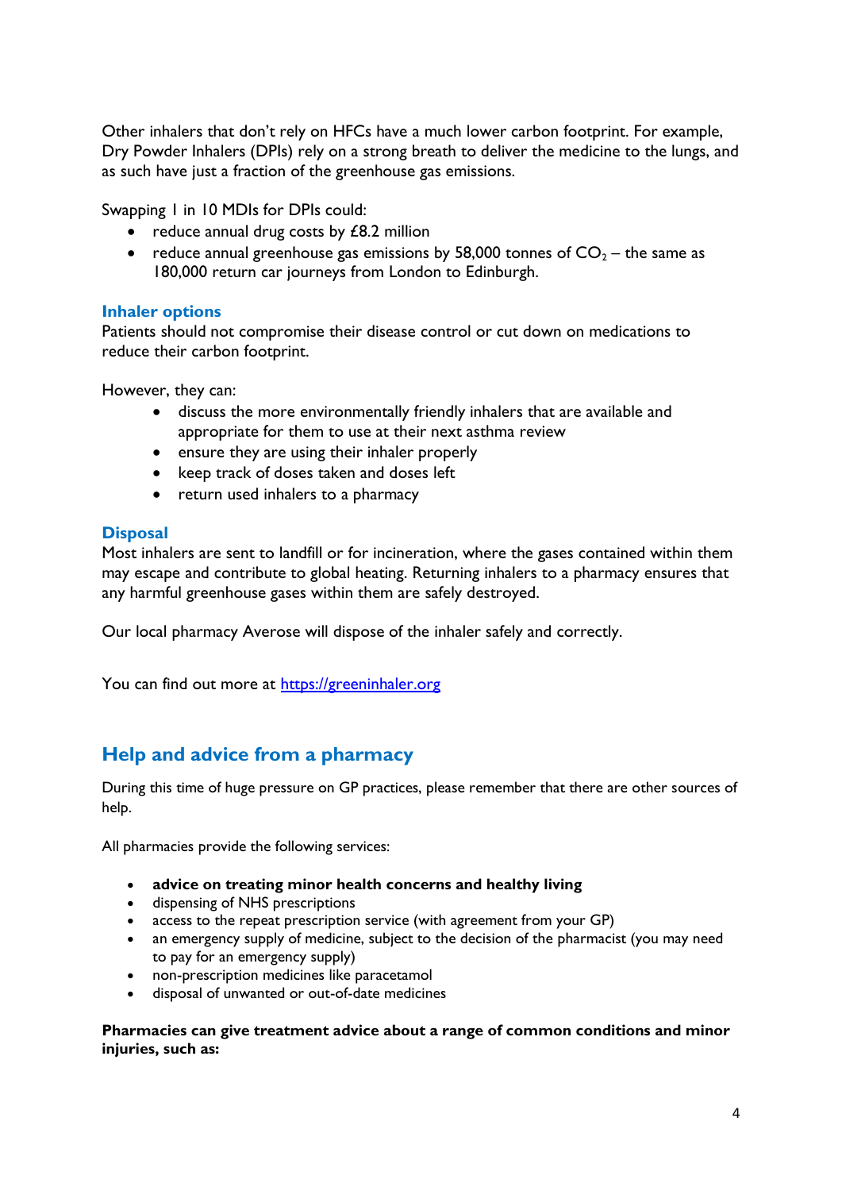Other inhalers that don't rely on HFCs have a much lower carbon footprint. For example, Dry Powder Inhalers (DPIs) rely on a strong breath to deliver the medicine to the lungs, and as such have just a fraction of the greenhouse gas emissions.

Swapping 1 in 10 MDIs for DPIs could:

- reduce annual drug costs by £8.2 million
- reduce annual greenhouse gas emissions by 58,000 tonnes of $CO_2$ – the same as 180,000 return car journeys from London to Edinburgh.

### Inhaler options

Patients should not compromise their disease control or cut down on medications to reduce their carbon footprint.

However, they can:

- discuss the more environmentally friendly inhalers that are available and appropriate for them to use at their next asthma review
- ensure they are using their inhaler properly
- keep track of doses taken and doses left
- return used inhalers to a pharmacy

### Disposal

Most inhalers are sent to landfill or for incineration, where the gases contained within them may escape and contribute to global heating. Returning inhalers to a pharmacy ensures that any harmful greenhouse gases within them are safely destroyed.

Our local pharmacy Averose will dispose of the inhaler safely and correctly.

You can find out more at [https://greeninhaler.org](https://greeninhaler.org)

## Help and advice from a pharmacy

During this time of huge pressure on GP practices, please remember that there are other sources of help.

All pharmacies provide the following services:

- **advice on treating minor health concerns and healthy living**
- dispensing of NHS prescriptions
- access to the repeat prescription service (with agreement from your GP)
- an emergency supply of medicine, subject to the decision of the pharmacist (you may need to pay for an emergency supply)
- non-prescription medicines like paracetamol
- disposal of unwanted or out-of-date medicines

**Pharmacies can give treatment advice about a range of common conditions and minor injuries, such as:**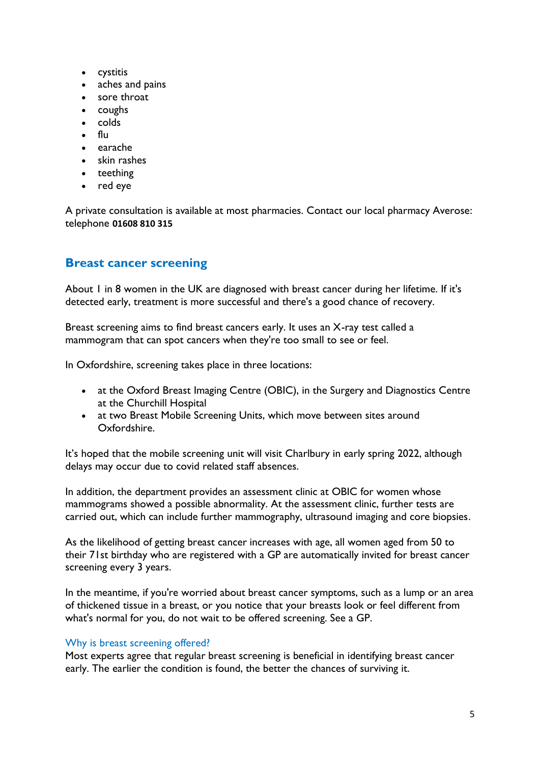- cystitis
- aches and pains
- sore throat
- coughs
- colds
- flu
- earache
- skin rashes
- teething
- red eye

A private consultation is available at most pharmacies. Contact our local pharmacy Averose: telephone **01608 810 315**

## Breast cancer screening

About 1 in 8 women in the UK are diagnosed with breast cancer during her lifetime. If it's detected early, treatment is more successful and there's a good chance of recovery.

Breast screening aims to find breast cancers early. It uses an X-ray test called a mammogram that can spot cancers when they're too small to see or feel.

In Oxfordshire, screening takes place in three locations:

- at the Oxford Breast Imaging Centre (OBIC), in the Surgery and Diagnostics Centre at the Churchill Hospital
- at two Breast Mobile Screening Units, which move between sites around Oxfordshire.

It's hoped that the mobile screening unit will visit Charlbury in early spring 2022, although delays may occur due to covid related staff absences.

In addition, the department provides an assessment clinic at OBIC for women whose mammograms showed a possible abnormality. At the assessment clinic, further tests are carried out, which can include further mammography, ultrasound imaging and core biopsies.

As the likelihood of getting breast cancer increases with age, all women aged from 50 to their 71st birthday who are registered with a GP are automatically invited for breast cancer screening every 3 years.

In the meantime, if you're worried about breast cancer symptoms, such as a lump or an area of thickened tissue in a breast, or you notice that your breasts look or feel different from what's normal for you, do not wait to be offered screening. See a GP.

### Why is breast screening offered?

Most experts agree that regular breast screening is beneficial in identifying breast cancer early. The earlier the condition is found, the better the chances of surviving it.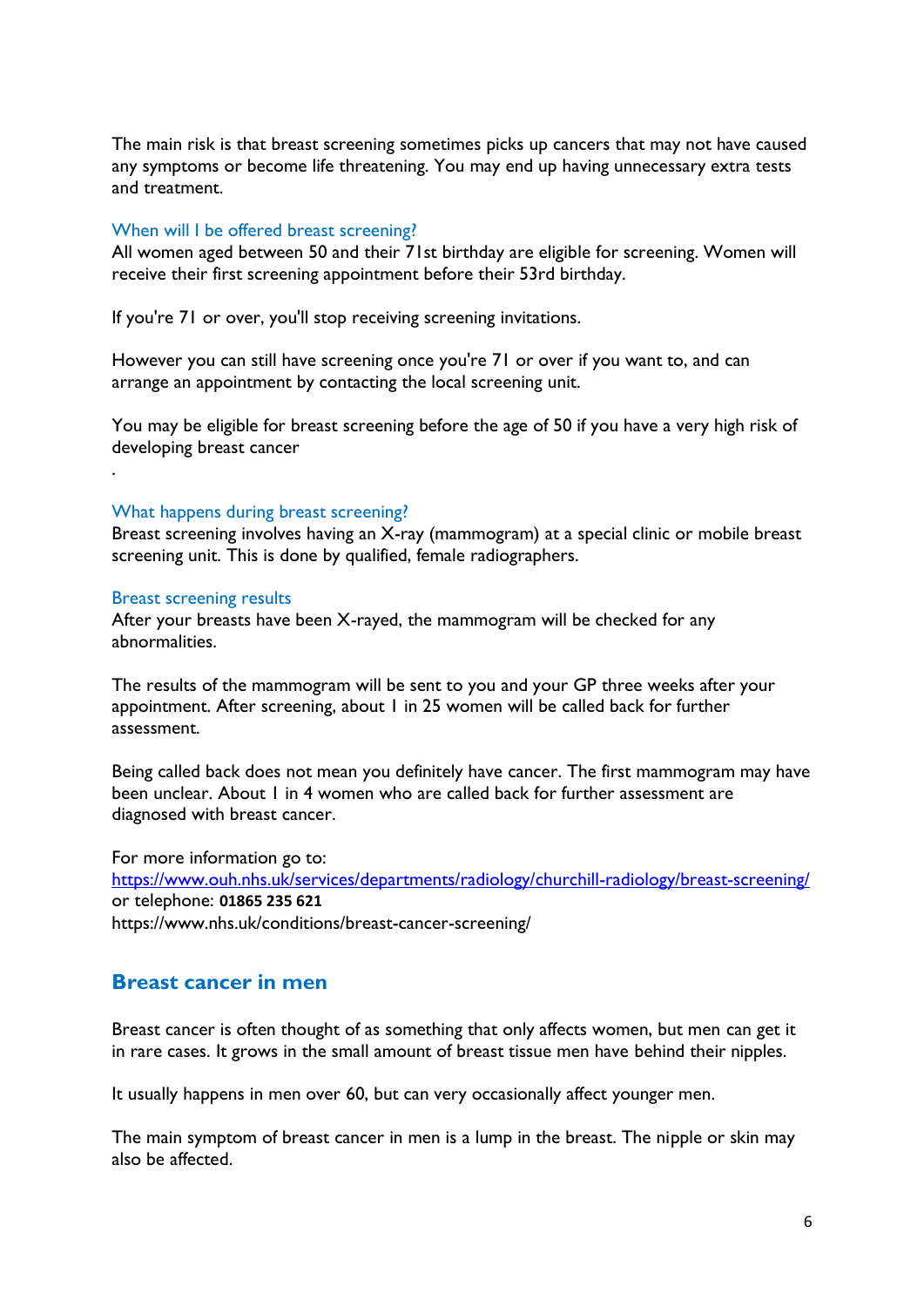The main risk is that breast screening sometimes picks up cancers that may not have caused any symptoms or become life threatening. You may end up having unnecessary extra tests and treatment.

### When will I be offered breast screening?

All women aged between 50 and their 71st birthday are eligible for screening. Women will receive their first screening appointment before their 53rd birthday.

If you're 71 or over, you'll stop receiving screening invitations.

However you can still have screening once you're 71 or over if you want to, and can arrange an appointment by contacting the local screening unit.

You may be eligible for breast screening before the age of 50 if you have a very high risk of developing breast cancer

.

### What happens during breast screening?

Breast screening involves having an X-ray (mammogram) at a special clinic or mobile breast screening unit. This is done by qualified, female radiographers.

### Breast screening results

After your breasts have been X-rayed, the mammogram will be checked for any abnormalities.

The results of the mammogram will be sent to you and your GP three weeks after your appointment. After screening, about 1 in 25 women will be called back for further assessment.

Being called back does not mean you definitely have cancer. The first mammogram may have been unclear. About 1 in 4 women who are called back for further assessment are diagnosed with breast cancer.

For more information go to:
https://www.ouh.nhs.uk/services/departments/radiology/churchill-radiology/breast-screening/
or telephone: **01865 235 621**
https://www.nhs.uk/conditions/breast-cancer-screening/

## Breast cancer in men

Breast cancer is often thought of as something that only affects women, but men can get it in rare cases. It grows in the small amount of breast tissue men have behind their nipples.

It usually happens in men over 60, but can very occasionally affect younger men.

The main symptom of breast cancer in men is a lump in the breast. The nipple or skin may also be affected.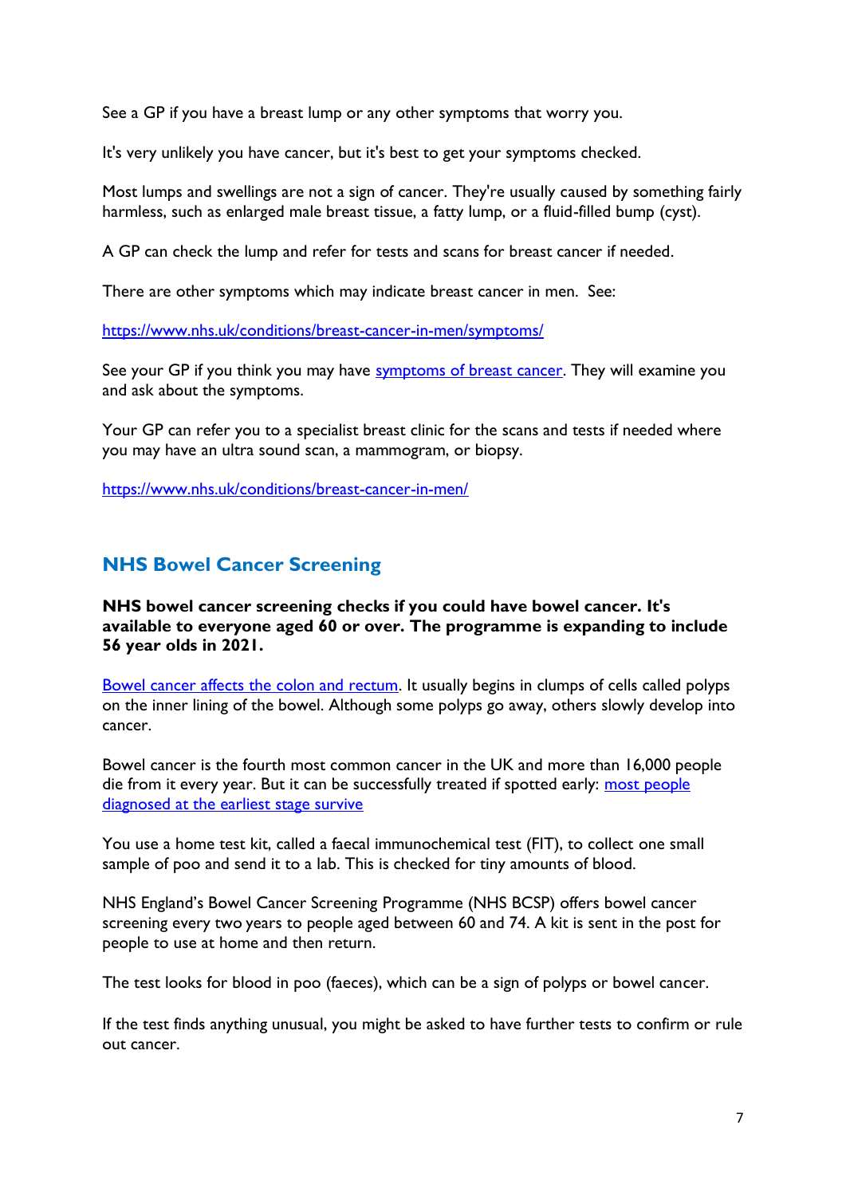See a GP if you have a breast lump or any other symptoms that worry you.

It's very unlikely you have cancer, but it's best to get your symptoms checked.

Most lumps and swellings are not a sign of cancer. They're usually caused by something fairly harmless, such as enlarged male breast tissue, a fatty lump, or a fluid-filled bump (cyst).

A GP can check the lump and refer for tests and scans for breast cancer if needed.

There are other symptoms which may indicate breast cancer in men. See:

https://www.nhs.uk/conditions/breast-cancer-in-men/symptoms/

See your GP if you think you may have [symptoms of breast cancer](). They will examine you and ask about the symptoms.

Your GP can refer you to a specialist breast clinic for the scans and tests if needed where you may have an ultra sound scan, a mammogram, or biopsy.

https://www.nhs.uk/conditions/breast-cancer-in-men/

## NHS Bowel Cancer Screening

**NHS bowel cancer screening checks if you could have bowel cancer. It's available to everyone aged 60 or over. The programme is expanding to include 56 year olds in 2021.**

[Bowel cancer affects the colon and rectum](). It usually begins in clumps of cells called polyps on the inner lining of the bowel. Although some polyps go away, others slowly develop into cancer.

Bowel cancer is the fourth most common cancer in the UK and more than 16,000 people die from it every year. But it can be successfully treated if spotted early: [most people diagnosed at the earliest stage survive]()

You use a home test kit, called a faecal immunochemical test (FIT), to collect one small sample of poo and send it to a lab. This is checked for tiny amounts of blood.

NHS England's Bowel Cancer Screening Programme (NHS BCSP) offers bowel cancer screening every two years to people aged between 60 and 74. A kit is sent in the post for people to use at home and then return.

The test looks for blood in poo (faeces), which can be a sign of polyps or bowel cancer.

If the test finds anything unusual, you might be asked to have further tests to confirm or rule out cancer.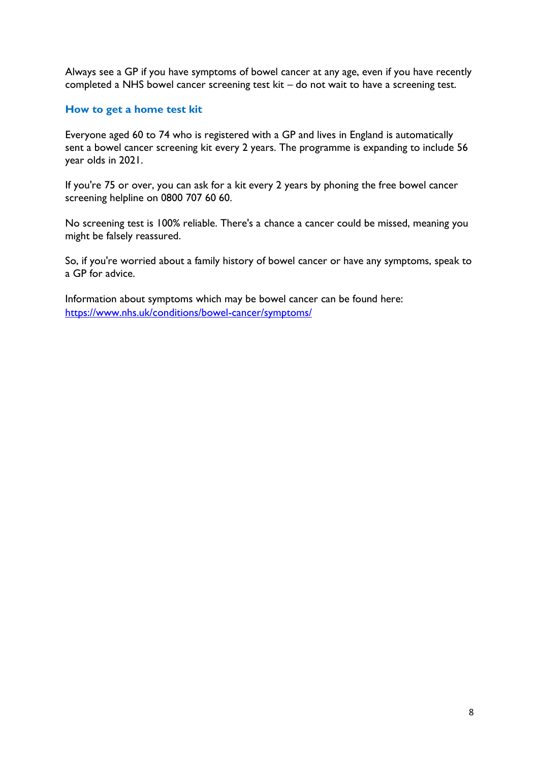Always see a GP if you have symptoms of bowel cancer at any age, even if you have recently completed a NHS bowel cancer screening test kit – do not wait to have a screening test.

### How to get a home test kit

Everyone aged 60 to 74 who is registered with a GP and lives in England is automatically sent a bowel cancer screening kit every 2 years. The programme is expanding to include 56 year olds in 2021.

If you're 75 or over, you can ask for a kit every 2 years by phoning the free bowel cancer screening helpline on 0800 707 60 60.

No screening test is 100% reliable. There's a chance a cancer could be missed, meaning you might be falsely reassured.

So, if you're worried about a family history of bowel cancer or have any symptoms, speak to a GP for advice.

Information about symptoms which may be bowel cancer can be found here: https://www.nhs.uk/conditions/bowel-cancer/symptoms/